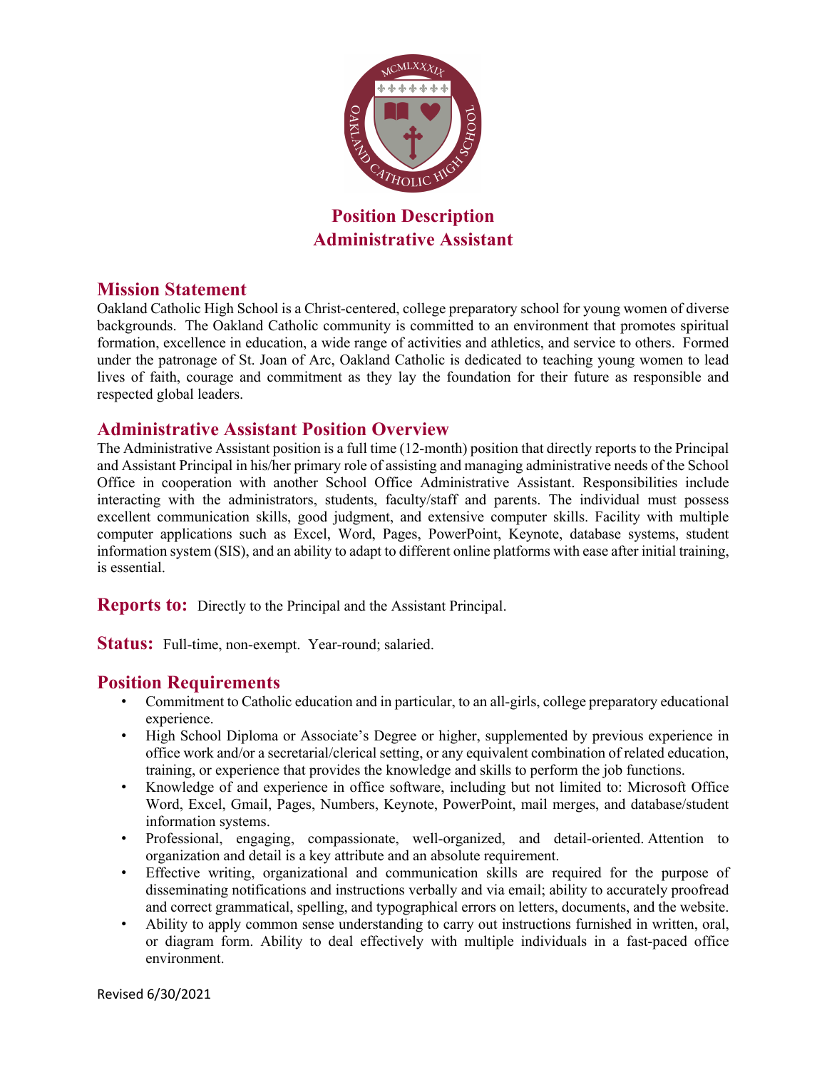# Position Description
# Administrative Assistant

## Mission Statement

Oakland Catholic High School is a Christ-centered, college preparatory school for young women of diverse backgrounds. The Oakland Catholic community is committed to an environment that promotes spiritual formation, excellence in education, a wide range of activities and athletics, and service to others. Formed under the patronage of St. Joan of Arc, Oakland Catholic is dedicated to teaching young women to lead lives of faith, courage and commitment as they lay the foundation for their future as responsible and respected global leaders.

## Administrative Assistant Position Overview

The Administrative Assistant position is a full time (12-month) position that directly reports to the Principal and Assistant Principal in his/her primary role of assisting and managing administrative needs of the School Office in cooperation with another School Office Administrative Assistant. Responsibilities include interacting with the administrators, students, faculty/staff and parents. The individual must possess excellent communication skills, good judgment, and extensive computer skills. Facility with multiple computer applications such as Excel, Word, Pages, PowerPoint, Keynote, database systems, student information system (SIS), and an ability to adapt to different online platforms with ease after initial training, is essential.

**Reports to:** Directly to the Principal and the Assistant Principal.

**Status:** Full-time, non-exempt. Year-round; salaried.

## Position Requirements

- Commitment to Catholic education and in particular, to an all-girls, college preparatory educational experience.
- High School Diploma or Associate's Degree or higher, supplemented by previous experience in office work and/or a secretarial/clerical setting, or any equivalent combination of related education, training, or experience that provides the knowledge and skills to perform the job functions.
- Knowledge of and experience in office software, including but not limited to: Microsoft Office Word, Excel, Gmail, Pages, Numbers, Keynote, PowerPoint, mail merges, and database/student information systems.
- Professional, engaging, compassionate, well-organized, and detail-oriented. Attention to organization and detail is a key attribute and an absolute requirement.
- Effective writing, organizational and communication skills are required for the purpose of disseminating notifications and instructions verbally and via email; ability to accurately proofread and correct grammatical, spelling, and typographical errors on letters, documents, and the website.
- Ability to apply common sense understanding to carry out instructions furnished in written, oral, or diagram form. Ability to deal effectively with multiple individuals in a fast-paced office environment.

Revised 6/30/2021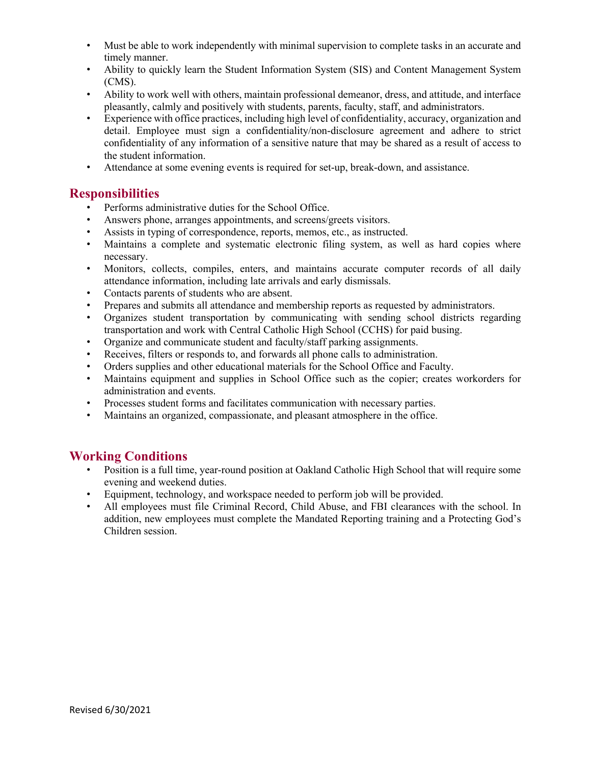- Must be able to work independently with minimal supervision to complete tasks in an accurate and timely manner.
- Ability to quickly learn the Student Information System (SIS) and Content Management System (CMS).
- Ability to work well with others, maintain professional demeanor, dress, and attitude, and interface pleasantly, calmly and positively with students, parents, faculty, staff, and administrators.
- Experience with office practices, including high level of confidentiality, accuracy, organization and detail. Employee must sign a confidentiality/non-disclosure agreement and adhere to strict confidentiality of any information of a sensitive nature that may be shared as a result of access to the student information.
- Attendance at some evening events is required for set-up, break-down, and assistance.

## Responsibilities

- Performs administrative duties for the School Office.
- Answers phone, arranges appointments, and screens/greets visitors.
- Assists in typing of correspondence, reports, memos, etc., as instructed.
- Maintains a complete and systematic electronic filing system, as well as hard copies where necessary.
- Monitors, collects, compiles, enters, and maintains accurate computer records of all daily attendance information, including late arrivals and early dismissals.
- Contacts parents of students who are absent.
- Prepares and submits all attendance and membership reports as requested by administrators.
- Organizes student transportation by communicating with sending school districts regarding transportation and work with Central Catholic High School (CCHS) for paid busing.
- Organize and communicate student and faculty/staff parking assignments.
- Receives, filters or responds to, and forwards all phone calls to administration.
- Orders supplies and other educational materials for the School Office and Faculty.
- Maintains equipment and supplies in School Office such as the copier; creates workorders for administration and events.
- Processes student forms and facilitates communication with necessary parties.
- Maintains an organized, compassionate, and pleasant atmosphere in the office.

## Working Conditions

- Position is a full time, year-round position at Oakland Catholic High School that will require some evening and weekend duties.
- Equipment, technology, and workspace needed to perform job will be provided.
- All employees must file Criminal Record, Child Abuse, and FBI clearances with the school. In addition, new employees must complete the Mandated Reporting training and a Protecting God's Children session.

Revised 6/30/2021